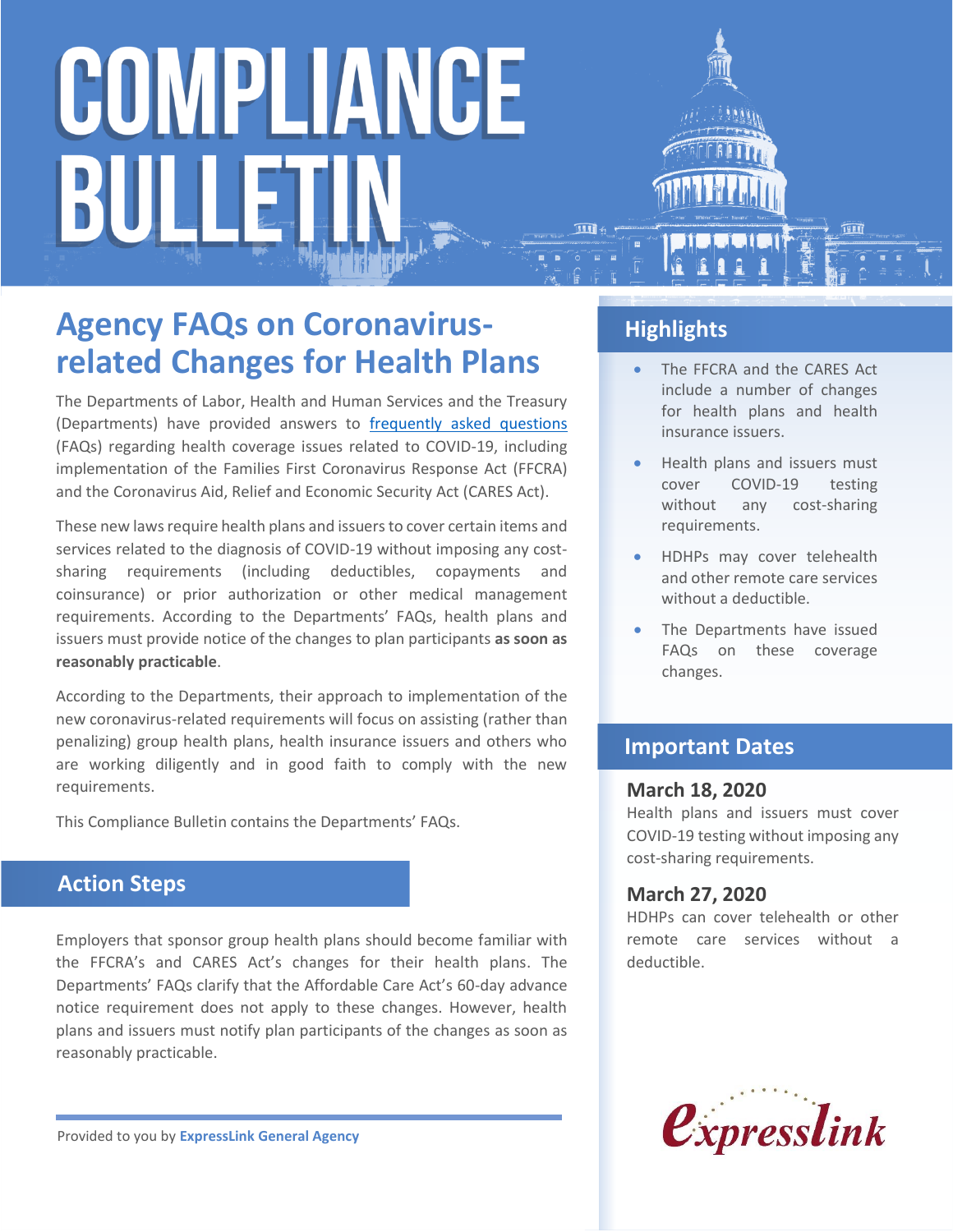# COMPLIANCE BULLETIN

## Agency FAQs on Coronavirus-related Changes for Health Plans

The Departments of Labor, Health and Human Services and the Treasury (Departments) have provided answers to frequently asked questions (FAQs) regarding health coverage issues related to COVID-19, including implementation of the Families First Coronavirus Response Act (FFCRA) and the Coronavirus Aid, Relief and Economic Security Act (CARES Act).

These new laws require health plans and issuers to cover certain items and services related to the diagnosis of COVID-19 without imposing any cost-sharing requirements (including deductibles, copayments and coinsurance) or prior authorization or other medical management requirements. According to the Departments' FAQs, health plans and issuers must provide notice of the changes to plan participants **as soon as reasonably practicable**.

According to the Departments, their approach to implementation of the new coronavirus-related requirements will focus on assisting (rather than penalizing) group health plans, health insurance issuers and others who are working diligently and in good faith to comply with the new requirements.

This Compliance Bulletin contains the Departments' FAQs.

### Action Steps

Employers that sponsor group health plans should become familiar with the FFCRA's and CARES Act's changes for their health plans. The Departments' FAQs clarify that the Affordable Care Act's 60-day advance notice requirement does not apply to these changes. However, health plans and issuers must notify plan participants of the changes as soon as reasonably practicable.

### Highlights

- The FFCRA and the CARES Act include a number of changes for health plans and health insurance issuers.
- Health plans and issuers must cover COVID-19 testing without any cost-sharing requirements.
- HDHPs may cover telehealth and other remote care services without a deductible.
- The Departments have issued FAQs on these coverage changes.

### Important Dates

**March 18, 2020**

Health plans and issuers must cover COVID-19 testing without imposing any cost-sharing requirements.

**March 27, 2020**

HDHPs can cover telehealth or other remote care services without a deductible.

Provided to you by **ExpressLink General Agency**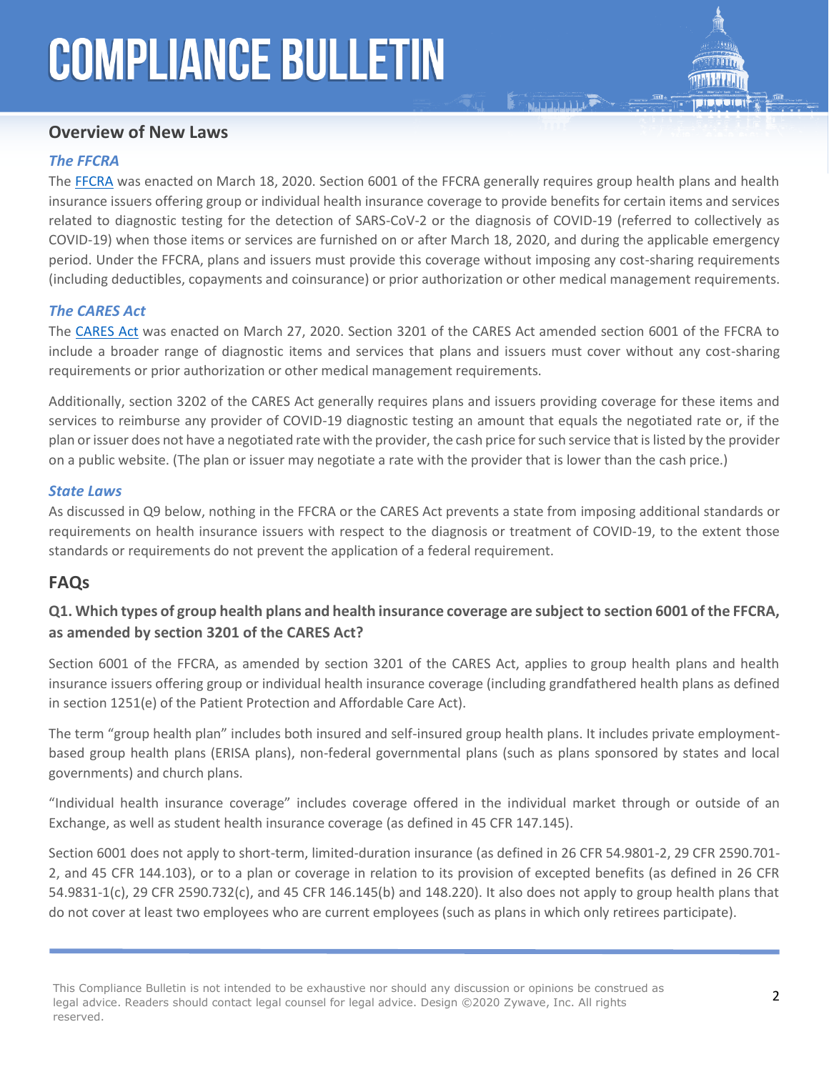## Overview of New Laws

### *The FFCRA*

The FFCRA was enacted on March 18, 2020. Section 6001 of the FFCRA generally requires group health plans and health insurance issuers offering group or individual health insurance coverage to provide benefits for certain items and services related to diagnostic testing for the detection of SARS-CoV-2 or the diagnosis of COVID-19 (referred to collectively as COVID-19) when those items or services are furnished on or after March 18, 2020, and during the applicable emergency period. Under the FFCRA, plans and issuers must provide this coverage without imposing any cost-sharing requirements (including deductibles, copayments and coinsurance) or prior authorization or other medical management requirements.

### *The CARES Act*

The CARES Act was enacted on March 27, 2020. Section 3201 of the CARES Act amended section 6001 of the FFCRA to include a broader range of diagnostic items and services that plans and issuers must cover without any cost-sharing requirements or prior authorization or other medical management requirements.

Additionally, section 3202 of the CARES Act generally requires plans and issuers providing coverage for these items and services to reimburse any provider of COVID-19 diagnostic testing an amount that equals the negotiated rate or, if the plan or issuer does not have a negotiated rate with the provider, the cash price for such service that is listed by the provider on a public website. (The plan or issuer may negotiate a rate with the provider that is lower than the cash price.)

### *State Laws*

As discussed in Q9 below, nothing in the FFCRA or the CARES Act prevents a state from imposing additional standards or requirements on health insurance issuers with respect to the diagnosis or treatment of COVID-19, to the extent those standards or requirements do not prevent the application of a federal requirement.

## FAQs

### Q1. Which types of group health plans and health insurance coverage are subject to section 6001 of the FFCRA, as amended by section 3201 of the CARES Act?

Section 6001 of the FFCRA, as amended by section 3201 of the CARES Act, applies to group health plans and health insurance issuers offering group or individual health insurance coverage (including grandfathered health plans as defined in section 1251(e) of the Patient Protection and Affordable Care Act).

The term "group health plan" includes both insured and self-insured group health plans. It includes private employment-based group health plans (ERISA plans), non-federal governmental plans (such as plans sponsored by states and local governments) and church plans.

"Individual health insurance coverage" includes coverage offered in the individual market through or outside of an Exchange, as well as student health insurance coverage (as defined in 45 CFR 147.145).

Section 6001 does not apply to short-term, limited-duration insurance (as defined in 26 CFR 54.9801-2, 29 CFR 2590.701-2, and 45 CFR 144.103), or to a plan or coverage in relation to its provision of excepted benefits (as defined in 26 CFR 54.9831-1(c), 29 CFR 2590.732(c), and 45 CFR 146.145(b) and 148.220). It also does not apply to group health plans that do not cover at least two employees who are current employees (such as plans in which only retirees participate).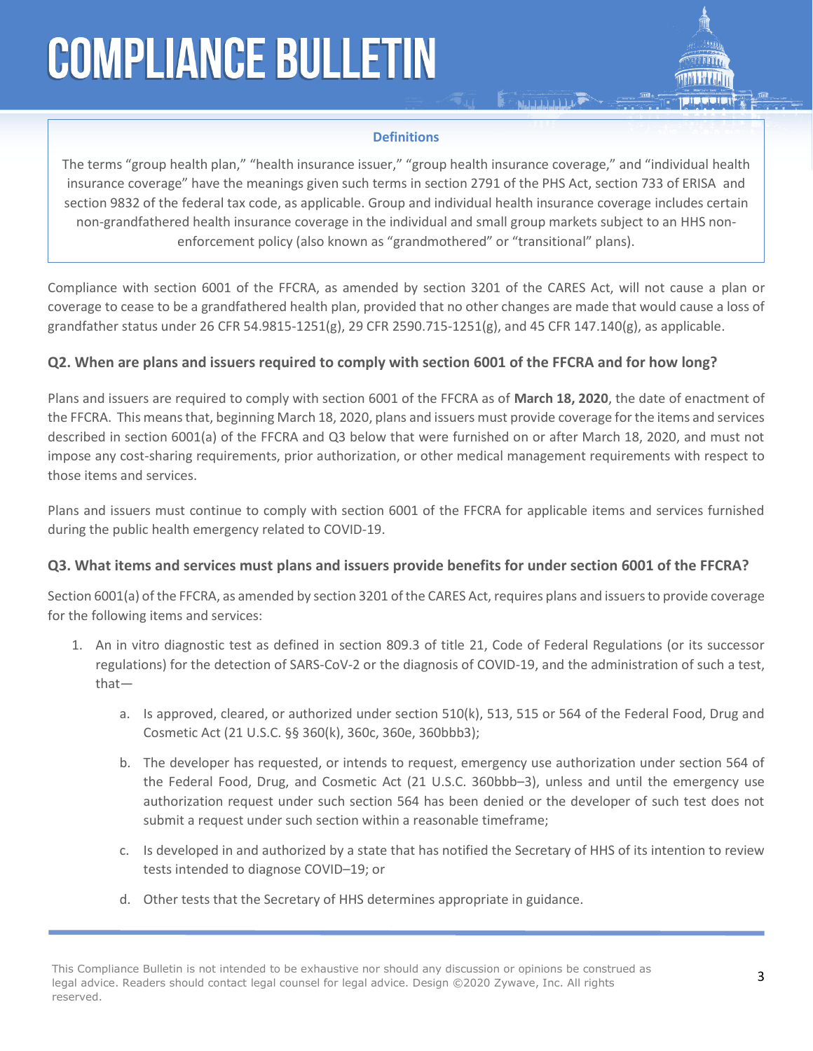**Definitions**

The terms "group health plan," "health insurance issuer," "group health insurance coverage," and "individual health insurance coverage" have the meanings given such terms in section 2791 of the PHS Act, section 733 of ERISA and section 9832 of the federal tax code, as applicable. Group and individual health insurance coverage includes certain non-grandfathered health insurance coverage in the individual and small group markets subject to an HHS non-enforcement policy (also known as "grandmothered" or "transitional" plans).

Compliance with section 6001 of the FFCRA, as amended by section 3201 of the CARES Act, will not cause a plan or coverage to cease to be a grandfathered health plan, provided that no other changes are made that would cause a loss of grandfather status under 26 CFR 54.9815-1251(g), 29 CFR 2590.715-1251(g), and 45 CFR 147.140(g), as applicable.

### Q2. When are plans and issuers required to comply with section 6001 of the FFCRA and for how long?

Plans and issuers are required to comply with section 6001 of the FFCRA as of **March 18, 2020**, the date of enactment of the FFCRA. This means that, beginning March 18, 2020, plans and issuers must provide coverage for the items and services described in section 6001(a) of the FFCRA and Q3 below that were furnished on or after March 18, 2020, and must not impose any cost-sharing requirements, prior authorization, or other medical management requirements with respect to those items and services.

Plans and issuers must continue to comply with section 6001 of the FFCRA for applicable items and services furnished during the public health emergency related to COVID-19.

### Q3. What items and services must plans and issuers provide benefits for under section 6001 of the FFCRA?

Section 6001(a) of the FFCRA, as amended by section 3201 of the CARES Act, requires plans and issuers to provide coverage for the following items and services:

1. An in vitro diagnostic test as defined in section 809.3 of title 21, Code of Federal Regulations (or its successor regulations) for the detection of SARS-CoV-2 or the diagnosis of COVID-19, and the administration of such a test, that—
   a. Is approved, cleared, or authorized under section 510(k), 513, 515 or 564 of the Federal Food, Drug and Cosmetic Act (21 U.S.C. §§ 360(k), 360c, 360e, 360bbb3);
   b. The developer has requested, or intends to request, emergency use authorization under section 564 of the Federal Food, Drug, and Cosmetic Act (21 U.S.C. 360bbb–3), unless and until the emergency use authorization request under such section 564 has been denied or the developer of such test does not submit a request under such section within a reasonable timeframe;
   c. Is developed in and authorized by a state that has notified the Secretary of HHS of its intention to review tests intended to diagnose COVID–19; or
   d. Other tests that the Secretary of HHS determines appropriate in guidance.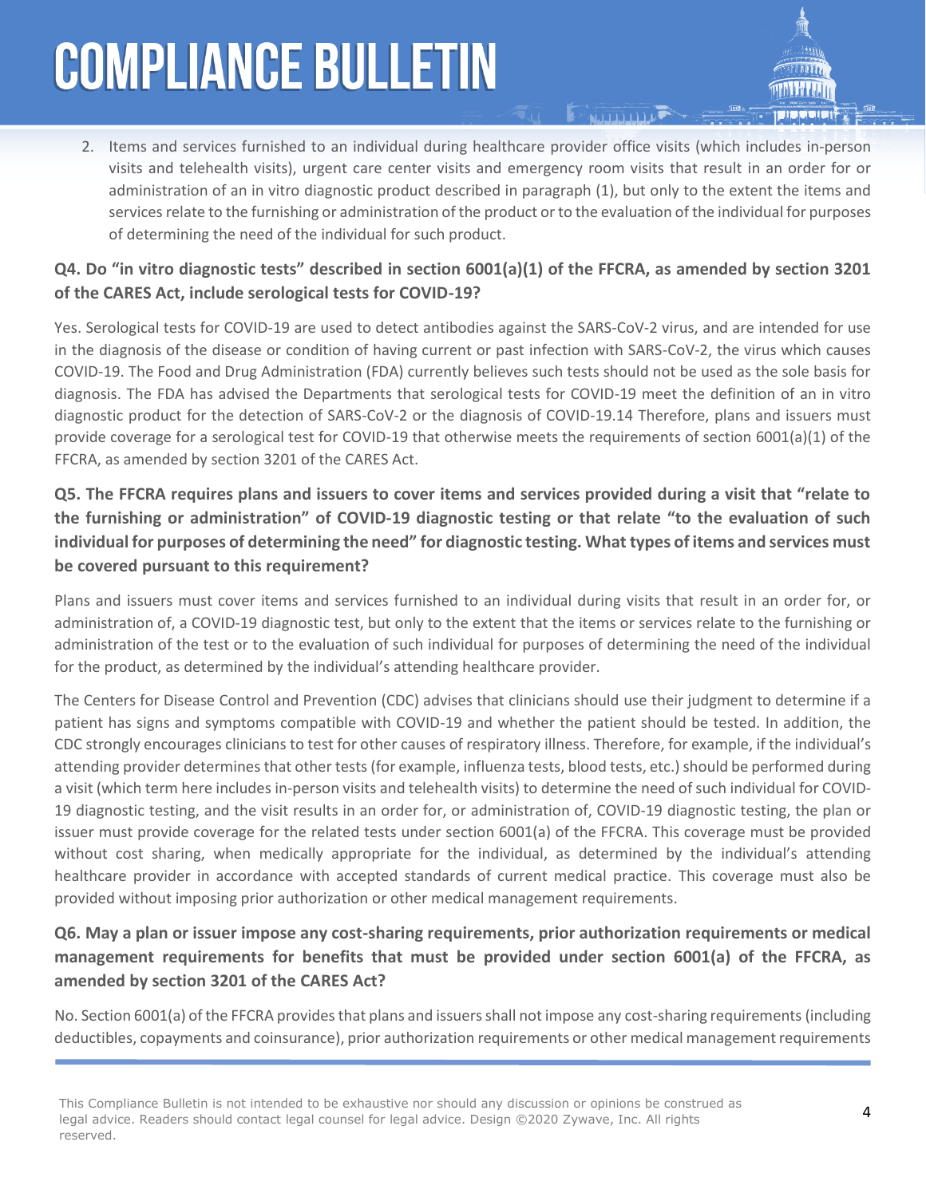2. Items and services furnished to an individual during healthcare provider office visits (which includes in-person visits and telehealth visits), urgent care center visits and emergency room visits that result in an order for or administration of an in vitro diagnostic product described in paragraph (1), but only to the extent the items and services relate to the furnishing or administration of the product or to the evaluation of the individual for purposes of determining the need of the individual for such product.

**Q4. Do "in vitro diagnostic tests" described in section 6001(a)(1) of the FFCRA, as amended by section 3201 of the CARES Act, include serological tests for COVID-19?**

Yes. Serological tests for COVID-19 are used to detect antibodies against the SARS-CoV-2 virus, and are intended for use in the diagnosis of the disease or condition of having current or past infection with SARS-CoV-2, the virus which causes COVID-19. The Food and Drug Administration (FDA) currently believes such tests should not be used as the sole basis for diagnosis. The FDA has advised the Departments that serological tests for COVID-19 meet the definition of an in vitro diagnostic product for the detection of SARS-CoV-2 or the diagnosis of COVID-19.[14] Therefore, plans and issuers must provide coverage for a serological test for COVID-19 that otherwise meets the requirements of section 6001(a)(1) of the FFCRA, as amended by section 3201 of the CARES Act.

**Q5. The FFCRA requires plans and issuers to cover items and services provided during a visit that "relate to the furnishing or administration" of COVID-19 diagnostic testing or that relate "to the evaluation of such individual for purposes of determining the need" for diagnostic testing. What types of items and services must be covered pursuant to this requirement?**

Plans and issuers must cover items and services furnished to an individual during visits that result in an order for, or administration of, a COVID-19 diagnostic test, but only to the extent that the items or services relate to the furnishing or administration of the test or to the evaluation of such individual for purposes of determining the need of the individual for the product, as determined by the individual's attending healthcare provider.

The Centers for Disease Control and Prevention (CDC) advises that clinicians should use their judgment to determine if a patient has signs and symptoms compatible with COVID-19 and whether the patient should be tested. In addition, the CDC strongly encourages clinicians to test for other causes of respiratory illness. Therefore, for example, if the individual's attending provider determines that other tests (for example, influenza tests, blood tests, etc.) should be performed during a visit (which term here includes in-person visits and telehealth visits) to determine the need of such individual for COVID-19 diagnostic testing, and the visit results in an order for, or administration of, COVID-19 diagnostic testing, the plan or issuer must provide coverage for the related tests under section 6001(a) of the FFCRA. This coverage must be provided without cost sharing, when medically appropriate for the individual, as determined by the individual's attending healthcare provider in accordance with accepted standards of current medical practice. This coverage must also be provided without imposing prior authorization or other medical management requirements.

**Q6. May a plan or issuer impose any cost-sharing requirements, prior authorization requirements or medical management requirements for benefits that must be provided under section 6001(a) of the FFCRA, as amended by section 3201 of the CARES Act?**

No. Section 6001(a) of the FFCRA provides that plans and issuers shall not impose any cost-sharing requirements (including deductibles, copayments and coinsurance), prior authorization requirements or other medical management requirements

This Compliance Bulletin is not intended to be exhaustive nor should any discussion or opinions be construed as legal advice. Readers should contact legal counsel for legal advice. Design ©2020 Zywave, Inc. All rights reserved.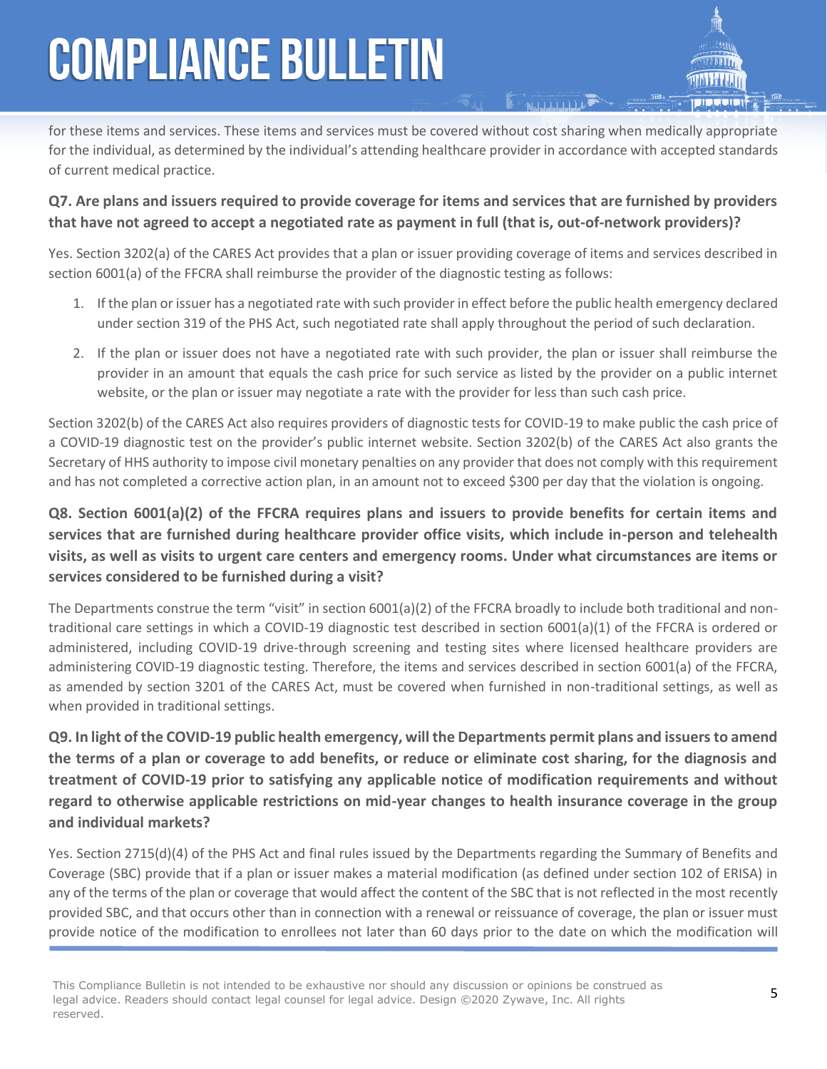for these items and services. These items and services must be covered without cost sharing when medically appropriate for the individual, as determined by the individual's attending healthcare provider in accordance with accepted standards of current medical practice.

**Q7. Are plans and issuers required to provide coverage for items and services that are furnished by providers that have not agreed to accept a negotiated rate as payment in full (that is, out-of-network providers)?**

Yes. Section 3202(a) of the CARES Act provides that a plan or issuer providing coverage of items and services described in section 6001(a) of the FFCRA shall reimburse the provider of the diagnostic testing as follows:

1. If the plan or issuer has a negotiated rate with such provider in effect before the public health emergency declared under section 319 of the PHS Act, such negotiated rate shall apply throughout the period of such declaration.
2. If the plan or issuer does not have a negotiated rate with such provider, the plan or issuer shall reimburse the provider in an amount that equals the cash price for such service as listed by the provider on a public internet website, or the plan or issuer may negotiate a rate with the provider for less than such cash price.

Section 3202(b) of the CARES Act also requires providers of diagnostic tests for COVID-19 to make public the cash price of a COVID-19 diagnostic test on the provider's public internet website. Section 3202(b) of the CARES Act also grants the Secretary of HHS authority to impose civil monetary penalties on any provider that does not comply with this requirement and has not completed a corrective action plan, in an amount not to exceed $300 per day that the violation is ongoing.

**Q8. Section 6001(a)(2) of the FFCRA requires plans and issuers to provide benefits for certain items and services that are furnished during healthcare provider office visits, which include in-person and telehealth visits, as well as visits to urgent care centers and emergency rooms. Under what circumstances are items or services considered to be furnished during a visit?**

The Departments construe the term "visit" in section 6001(a)(2) of the FFCRA broadly to include both traditional and non-traditional care settings in which a COVID-19 diagnostic test described in section 6001(a)(1) of the FFCRA is ordered or administered, including COVID-19 drive-through screening and testing sites where licensed healthcare providers are administering COVID-19 diagnostic testing. Therefore, the items and services described in section 6001(a) of the FFCRA, as amended by section 3201 of the CARES Act, must be covered when furnished in non-traditional settings, as well as when provided in traditional settings.

**Q9. In light of the COVID-19 public health emergency, will the Departments permit plans and issuers to amend the terms of a plan or coverage to add benefits, or reduce or eliminate cost sharing, for the diagnosis and treatment of COVID-19 prior to satisfying any applicable notice of modification requirements and without regard to otherwise applicable restrictions on mid-year changes to health insurance coverage in the group and individual markets?**

Yes. Section 2715(d)(4) of the PHS Act and final rules issued by the Departments regarding the Summary of Benefits and Coverage (SBC) provide that if a plan or issuer makes a material modification (as defined under section 102 of ERISA) in any of the terms of the plan or coverage that would affect the content of the SBC that is not reflected in the most recently provided SBC, and that occurs other than in connection with a renewal or reissuance of coverage, the plan or issuer must provide notice of the modification to enrollees not later than 60 days prior to the date on which the modification will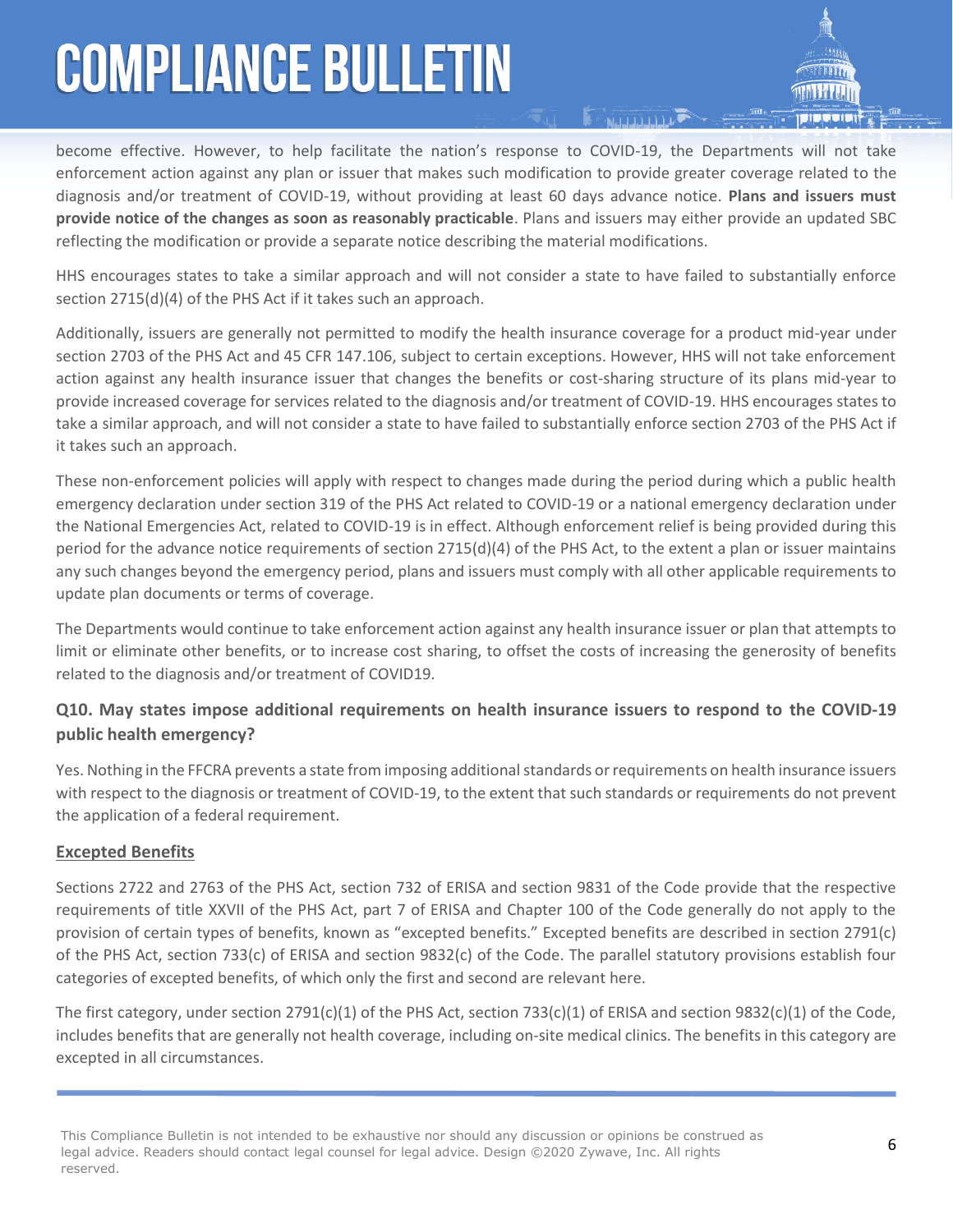become effective. However, to help facilitate the nation's response to COVID-19, the Departments will not take enforcement action against any plan or issuer that makes such modification to provide greater coverage related to the diagnosis and/or treatment of COVID-19, without providing at least 60 days advance notice. **Plans and issuers must provide notice of the changes as soon as reasonably practicable**. Plans and issuers may either provide an updated SBC reflecting the modification or provide a separate notice describing the material modifications.

HHS encourages states to take a similar approach and will not consider a state to have failed to substantially enforce section 2715(d)(4) of the PHS Act if it takes such an approach.

Additionally, issuers are generally not permitted to modify the health insurance coverage for a product mid-year under section 2703 of the PHS Act and 45 CFR 147.106, subject to certain exceptions. However, HHS will not take enforcement action against any health insurance issuer that changes the benefits or cost-sharing structure of its plans mid-year to provide increased coverage for services related to the diagnosis and/or treatment of COVID-19. HHS encourages states to take a similar approach, and will not consider a state to have failed to substantially enforce section 2703 of the PHS Act if it takes such an approach.

These non-enforcement policies will apply with respect to changes made during the period during which a public health emergency declaration under section 319 of the PHS Act related to COVID-19 or a national emergency declaration under the National Emergencies Act, related to COVID-19 is in effect. Although enforcement relief is being provided during this period for the advance notice requirements of section 2715(d)(4) of the PHS Act, to the extent a plan or issuer maintains any such changes beyond the emergency period, plans and issuers must comply with all other applicable requirements to update plan documents or terms of coverage.

The Departments would continue to take enforcement action against any health insurance issuer or plan that attempts to limit or eliminate other benefits, or to increase cost sharing, to offset the costs of increasing the generosity of benefits related to the diagnosis and/or treatment of COVID19.

### Q10. May states impose additional requirements on health insurance issuers to respond to the COVID-19 public health emergency?

Yes. Nothing in the FFCRA prevents a state from imposing additional standards or requirements on health insurance issuers with respect to the diagnosis or treatment of COVID-19, to the extent that such standards or requirements do not prevent the application of a federal requirement.

### Excepted Benefits

Sections 2722 and 2763 of the PHS Act, section 732 of ERISA and section 9831 of the Code provide that the respective requirements of title XXVII of the PHS Act, part 7 of ERISA and Chapter 100 of the Code generally do not apply to the provision of certain types of benefits, known as "excepted benefits." Excepted benefits are described in section 2791(c) of the PHS Act, section 733(c) of ERISA and section 9832(c) of the Code. The parallel statutory provisions establish four categories of excepted benefits, of which only the first and second are relevant here.

The first category, under section 2791(c)(1) of the PHS Act, section 733(c)(1) of ERISA and section 9832(c)(1) of the Code, includes benefits that are generally not health coverage, including on-site medical clinics. The benefits in this category are excepted in all circumstances.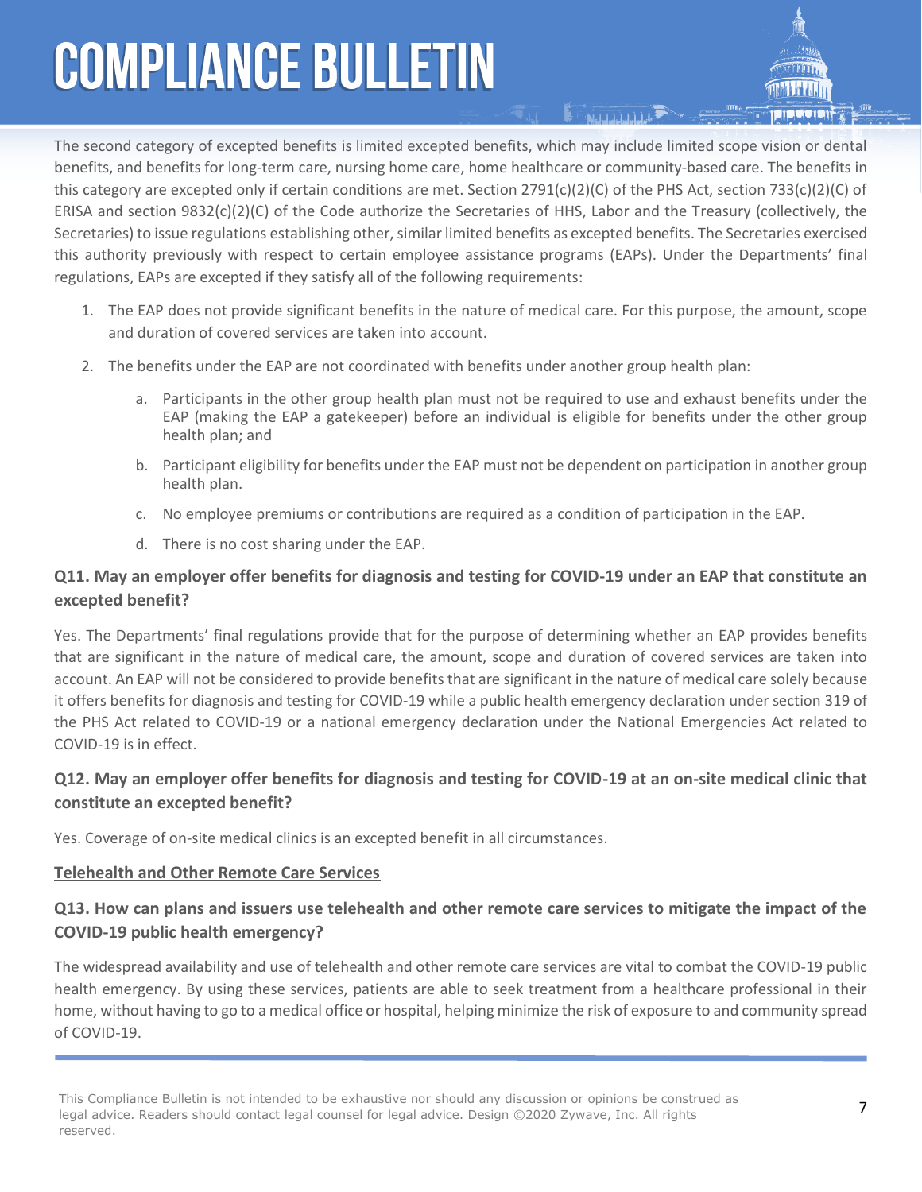The second category of excepted benefits is limited excepted benefits, which may include limited scope vision or dental benefits, and benefits for long-term care, nursing home care, home healthcare or community-based care. The benefits in this category are excepted only if certain conditions are met. Section 2791(c)(2)(C) of the PHS Act, section 733(c)(2)(C) of ERISA and section 9832(c)(2)(C) of the Code authorize the Secretaries of HHS, Labor and the Treasury (collectively, the Secretaries) to issue regulations establishing other, similar limited benefits as excepted benefits. The Secretaries exercised this authority previously with respect to certain employee assistance programs (EAPs). Under the Departments' final regulations, EAPs are excepted if they satisfy all of the following requirements:

1. The EAP does not provide significant benefits in the nature of medical care. For this purpose, the amount, scope and duration of covered services are taken into account.
2. The benefits under the EAP are not coordinated with benefits under another group health plan:
   a. Participants in the other group health plan must not be required to use and exhaust benefits under the EAP (making the EAP a gatekeeper) before an individual is eligible for benefits under the other group health plan; and
   b. Participant eligibility for benefits under the EAP must not be dependent on participation in another group health plan.
   c. No employee premiums or contributions are required as a condition of participation in the EAP.
   d. There is no cost sharing under the EAP.

**Q11. May an employer offer benefits for diagnosis and testing for COVID-19 under an EAP that constitute an excepted benefit?**

Yes. The Departments' final regulations provide that for the purpose of determining whether an EAP provides benefits that are significant in the nature of medical care, the amount, scope and duration of covered services are taken into account. An EAP will not be considered to provide benefits that are significant in the nature of medical care solely because it offers benefits for diagnosis and testing for COVID-19 while a public health emergency declaration under section 319 of the PHS Act related to COVID-19 or a national emergency declaration under the National Emergencies Act related to COVID-19 is in effect.

**Q12. May an employer offer benefits for diagnosis and testing for COVID-19 at an on-site medical clinic that constitute an excepted benefit?**

Yes. Coverage of on-site medical clinics is an excepted benefit in all circumstances.

<u>Telehealth and Other Remote Care Services</u>

**Q13. How can plans and issuers use telehealth and other remote care services to mitigate the impact of the COVID-19 public health emergency?**

The widespread availability and use of telehealth and other remote care services are vital to combat the COVID-19 public health emergency. By using these services, patients are able to seek treatment from a healthcare professional in their home, without having to go to a medical office or hospital, helping minimize the risk of exposure to and community spread of COVID-19.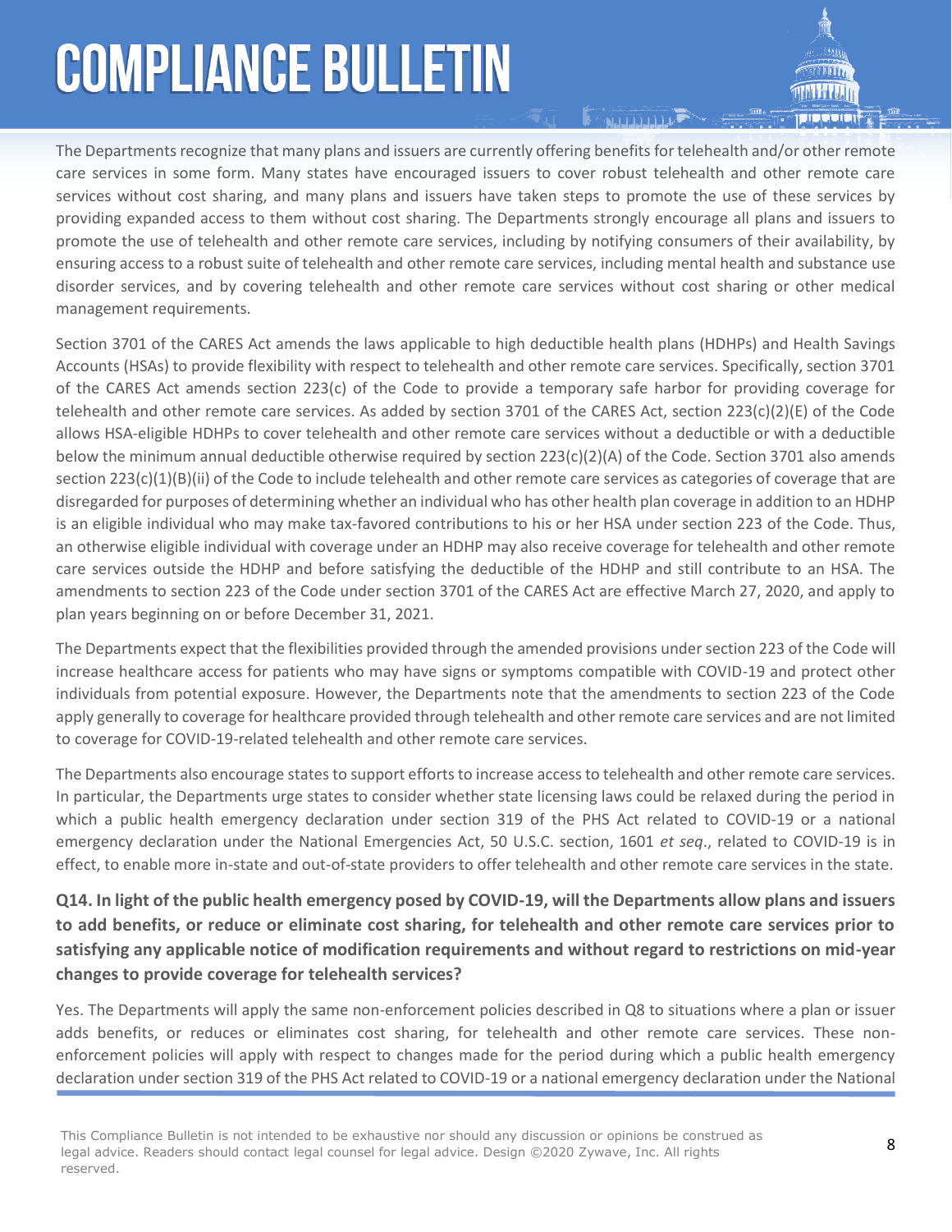The Departments recognize that many plans and issuers are currently offering benefits for telehealth and/or other remote care services in some form. Many states have encouraged issuers to cover robust telehealth and other remote care services without cost sharing, and many plans and issuers have taken steps to promote the use of these services by providing expanded access to them without cost sharing. The Departments strongly encourage all plans and issuers to promote the use of telehealth and other remote care services, including by notifying consumers of their availability, by ensuring access to a robust suite of telehealth and other remote care services, including mental health and substance use disorder services, and by covering telehealth and other remote care services without cost sharing or other medical management requirements.

Section 3701 of the CARES Act amends the laws applicable to high deductible health plans (HDHPs) and Health Savings Accounts (HSAs) to provide flexibility with respect to telehealth and other remote care services. Specifically, section 3701 of the CARES Act amends section 223(c) of the Code to provide a temporary safe harbor for providing coverage for telehealth and other remote care services. As added by section 3701 of the CARES Act, section 223(c)(2)(E) of the Code allows HSA-eligible HDHPs to cover telehealth and other remote care services without a deductible or with a deductible below the minimum annual deductible otherwise required by section 223(c)(2)(A) of the Code. Section 3701 also amends section 223(c)(1)(B)(ii) of the Code to include telehealth and other remote care services as categories of coverage that are disregarded for purposes of determining whether an individual who has other health plan coverage in addition to an HDHP is an eligible individual who may make tax-favored contributions to his or her HSA under section 223 of the Code. Thus, an otherwise eligible individual with coverage under an HDHP may also receive coverage for telehealth and other remote care services outside the HDHP and before satisfying the deductible of the HDHP and still contribute to an HSA. The amendments to section 223 of the Code under section 3701 of the CARES Act are effective March 27, 2020, and apply to plan years beginning on or before December 31, 2021.

The Departments expect that the flexibilities provided through the amended provisions under section 223 of the Code will increase healthcare access for patients who may have signs or symptoms compatible with COVID-19 and protect other individuals from potential exposure. However, the Departments note that the amendments to section 223 of the Code apply generally to coverage for healthcare provided through telehealth and other remote care services and are not limited to coverage for COVID-19-related telehealth and other remote care services.

The Departments also encourage states to support efforts to increase access to telehealth and other remote care services. In particular, the Departments urge states to consider whether state licensing laws could be relaxed during the period in which a public health emergency declaration under section 319 of the PHS Act related to COVID-19 or a national emergency declaration under the National Emergencies Act, 50 U.S.C. section, 1601 *et seq*., related to COVID-19 is in effect, to enable more in-state and out-of-state providers to offer telehealth and other remote care services in the state.

**Q14. In light of the public health emergency posed by COVID-19, will the Departments allow plans and issuers to add benefits, or reduce or eliminate cost sharing, for telehealth and other remote care services prior to satisfying any applicable notice of modification requirements and without regard to restrictions on mid-year changes to provide coverage for telehealth services?**

Yes. The Departments will apply the same non-enforcement policies described in Q8 to situations where a plan or issuer adds benefits, or reduces or eliminates cost sharing, for telehealth and other remote care services. These non-enforcement policies will apply with respect to changes made for the period during which a public health emergency declaration under section 319 of the PHS Act related to COVID-19 or a national emergency declaration under the National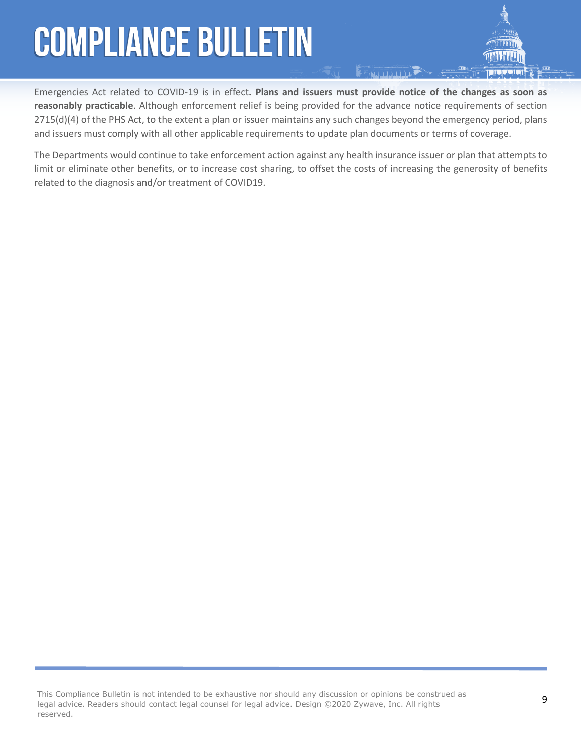Emergencies Act related to COVID-19 is in effect**. Plans and issuers must provide notice of the changes as soon as reasonably practicable**. Although enforcement relief is being provided for the advance notice requirements of section 2715(d)(4) of the PHS Act, to the extent a plan or issuer maintains any such changes beyond the emergency period, plans and issuers must comply with all other applicable requirements to update plan documents or terms of coverage.

The Departments would continue to take enforcement action against any health insurance issuer or plan that attempts to limit or eliminate other benefits, or to increase cost sharing, to offset the costs of increasing the generosity of benefits related to the diagnosis and/or treatment of COVID19.